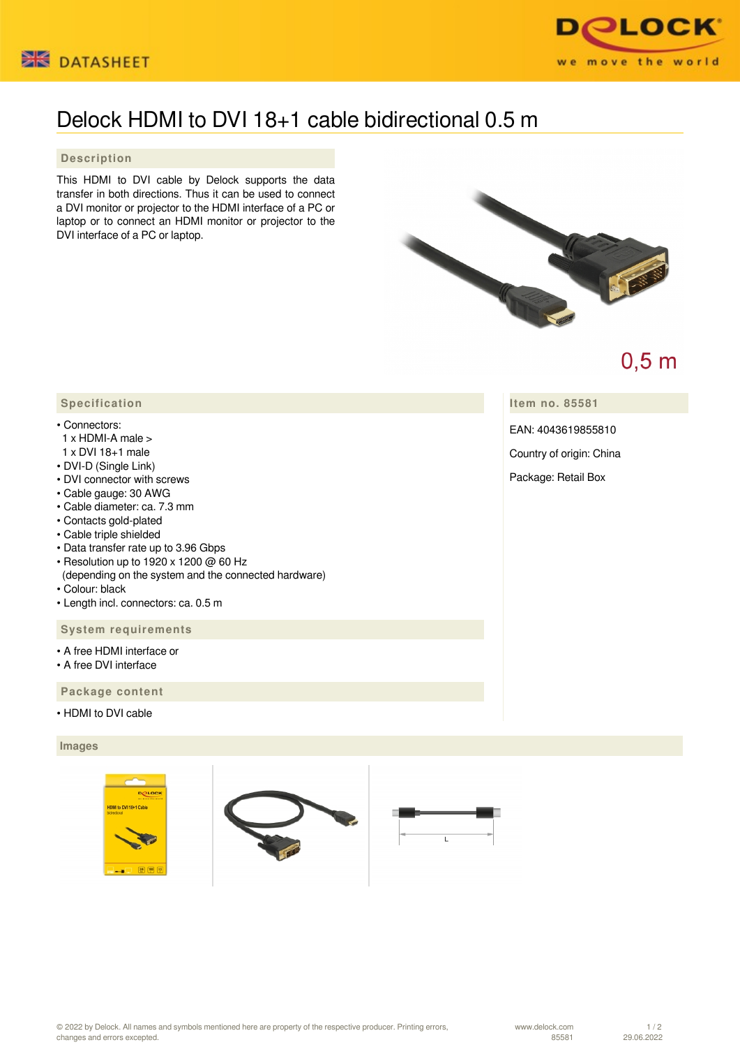DATASHEET

# Delock HDMI to DVI 18+1 cable bidirectional 0.5 m

## Description

This HDMI to DVI cable by Delock supports the data transfer in both directions. Thus it can be used to connect a DVI monitor or projector to the HDMI interface of a PC or laptop or to connect an HDMI monitor or projector to the DVI interface of a PC or laptop.

0,5 m

## Specification

- Connectors:
  1 x HDMI-A male >
  1 x DVI 18+1 male
- DVI-D (Single Link)
- DVI connector with screws
- Cable gauge: 30 AWG
- Cable diameter: ca. 7.3 mm
- Contacts gold-plated
- Cable triple shielded
- Data transfer rate up to 3.96 Gbps
- Resolution up to 1920 x 1200 @ 60 Hz
  (depending on the system and the connected hardware)
- Colour: black
- Length incl. connectors: ca. 0.5 m

## Item no. 85581

EAN: 4043619855810

Country of origin: China

Package: Retail Box

## System requirements

- A free HDMI interface or
- A free DVI interface

## Package content

- HDMI to DVI cable

## Images

© 2022 by Delock. All names and symbols mentioned here are property of the respective producer. Printing errors, changes and errors excepted.

www.delock.com 85581 29.06.2022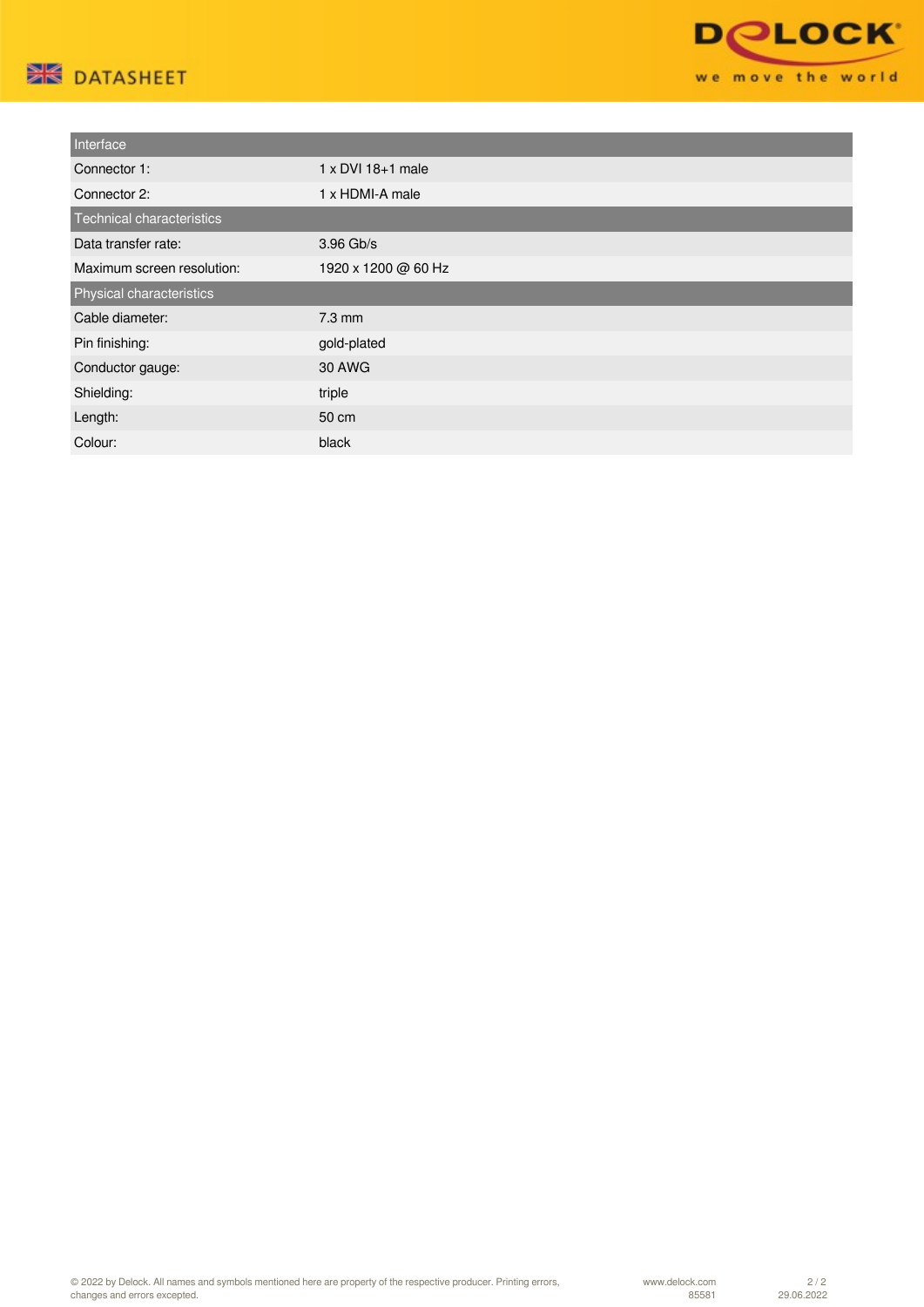| | |
|---|---|
| **Interface** | |
| Connector 1: | 1 x DVI 18+1 male |
| Connector 2: | 1 x HDMI-A male |
| **Technical characteristics** | |
| Data transfer rate: | 3.96 Gb/s |
| Maximum screen resolution: | 1920 x 1200 @ 60 Hz |
| **Physical characteristics** | |
| Cable diameter: | 7.3 mm |
| Pin finishing: | gold-plated |
| Conductor gauge: | 30 AWG |
| Shielding: | triple |
| Length: | 50 cm |
| Colour: | black |

© 2022 by Delock. All names and symbols mentioned here are property of the respective producer. Printing errors, changes and errors excepted.

www.delock.com
85581
29.06.2022